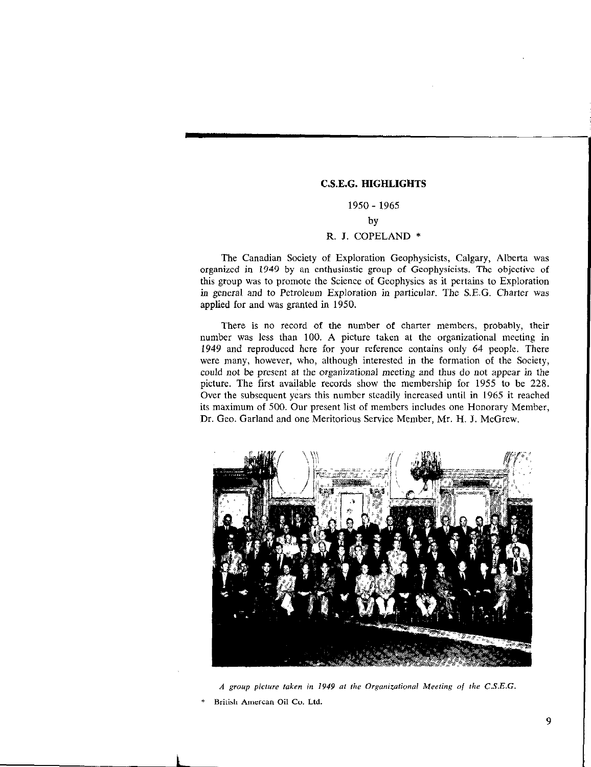# C.S.E.G. HIGHLIGHTS

1950 - 1965

by

R. J. COPELAND *

The Canadian Society of Exploration Geophysicists, Calgary, Alberta was organized in 1949 by an enthusiastic group of Geophysicists. The objective of this group was to promote the Science of Geophysics as it pertains to Exploration in general and to Petroleum Exploration in particular. The S.E.G. Charter was applied for and was granted in 1950.

There is no record of the number of charter members, probably, their number was less than 100. A picture taken at the organizational meeting in 1949 and reproduced here for your reference contains only 64 people. There were many, however, who, although interested in the formation of the Society, could not be present at the organizational meeting and thus do not appear in the picture. The first available records show the membership for 1955 to be 228. Over the subsequent years this number steadily increased until in 1965 it reached its maximum of 500. Our present list of members includes one Honorary Member, Dr. Geo. Garland and one Meritorious Service Member, Mr. H. J. McGrew.

*A group picture taken in 1949 at the Organizational Meeting of the C.S.E.G.*

\* British Amercan Oil Co. Ltd.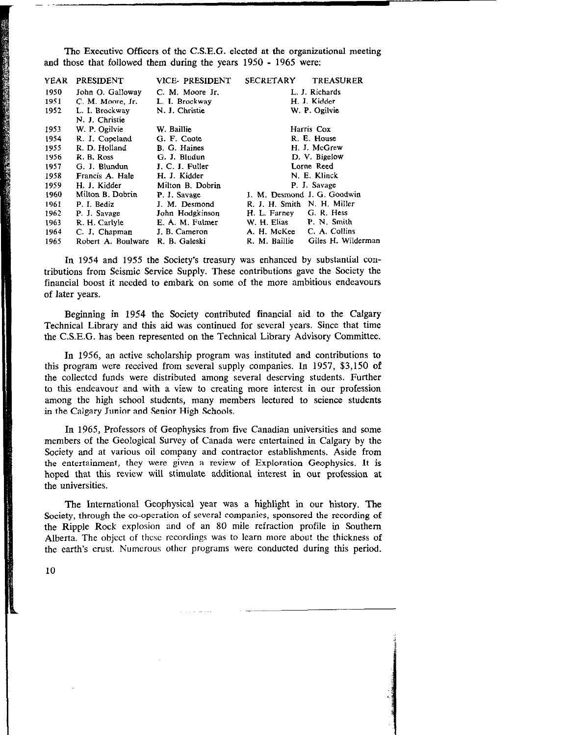The Executive Officers of the C.S.E.G. elected at the organizational meeting and those that followed them during the years 1950 - 1965 were:

| YEAR | PRESIDENT | VICE- PRESIDENT | SECRETARY | TREASURER |
|---|---|---|---|---|
| 1950 | John O. Galloway | C. M. Moore Jr. | L. J. Richards | |
| 1951 | C. M. Moore, Jr. | L. I. Brockway | H. J. Kidder | |
| 1952 | L. I. Brockway<br>N. J. Christie | N. J. Christie | W. P. Ogilvie | |
| 1953 | W. P. Ogilvie | W. Baillie | Harris Cox | |
| 1954 | R. J. Copeland | G. F. Coote | R. E. House | |
| 1955 | R. D. Holland | B. G. Haines | H. J. McGrew | |
| 1956 | R. B. Ross | G. J. Bludun | D. V. Bigelow | |
| 1957 | G. J. Blundun | J. C. J. Fuller | Lorne Reed | |
| 1958 | Francis A. Hale | H. J. Kidder | N. E. Klinck | |
| 1959 | H. J. Kidder | Milton B. Dobrin | P. J. Savage | |
| 1960 | Milton B. Dobrin | P. J. Savage | J. M. Desmond | J. G. Goodwin |
| 1961 | P. I. Bediz | J. M. Desmond | R. J. H. Smith | N. H. Miller |
| 1962 | P. J. Savage | John Hodgkinson | H. L. Farney | G. R. Hess |
| 1963 | R. H. Carlyle | E. A. M. Fulmer | W. H. Elias | P. N. Smith |
| 1964 | C. J. Chapman | J. B. Cameron | A. H. McKee | C. A. Collins |
| 1965 | Robert A. Boulware | R. B. Galeski | R. M. Baillie | Giles H. Wilderman |

In 1954 and 1955 the Society's treasury was enhanced by substantial contributions from Seismic Service Supply. These contributions gave the Society the financial boost it needed to embark on some of the more ambitious endeavours of later years.

Beginning in 1954 the Society contributed financial aid to the Calgary Technical Library and this aid was continued for several years. Since that time the C.S.E.G. has been represented on the Technical Library Advisory Committee.

In 1956, an active scholarship program was instituted and contributions to this program were received from several supply companies. In 1957, $3,150 of the collected funds were distributed among several deserving students. Further to this endeavour and with a view to creating more interest in our profession among the high school students, many members lectured to science students in the Calgary Junior and Senior High Schools.

In 1965, Professors of Geophysics from five Canadian universities and some members of the Geological Survey of Canada were entertained in Calgary by the Society and at various oil company and contractor establishments. Aside from the entertainment, they were given a review of Exploration Geophysics. It is hoped that this review will stimulate additional interest in our profession at the universities.

The International Geophysical year was a highlight in our history. The Society, through the co-operation of several companies, sponsored the recording of the Ripple Rock explosion and of an 80 mile refraction profile in Southern Alberta. The object of these recordings was to learn more about the thickness of the earth's crust. Numerous other programs were conducted during this period.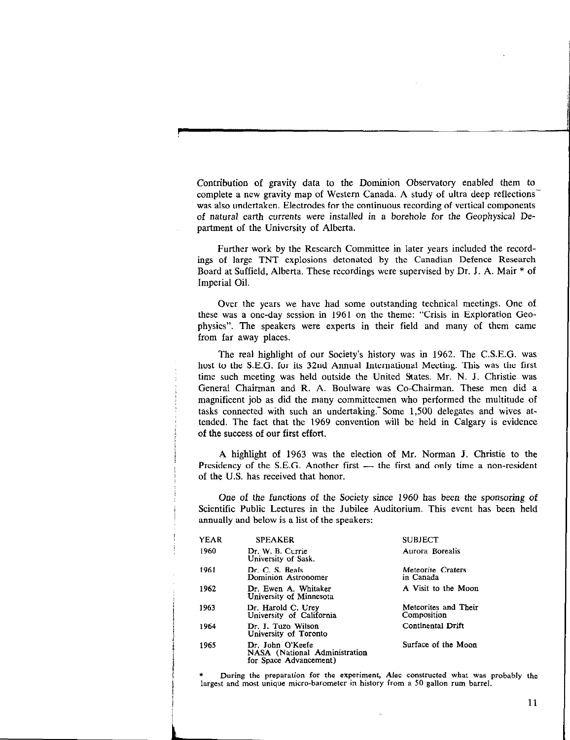Contribution of gravity data to the Dominion Observatory enabled them to complete a new gravity map of Western Canada. A study of ultra deep reflections was also undertaken. Electrodes for the continuous recording of vertical components of natural earth currents were installed in a borehole for the Geophysical Department of the University of Alberta.

Further work by the Research Committee in later years included the recordings of large TNT explosions detonated by the Canadian Defence Research Board at Suffield, Alberta. These recordings were supervised by Dr. J. A. Mair * of Imperial Oil.

Over the years we have had some outstanding technical meetings. One of these was a one-day session in 1961 on the theme: "Crisis in Exploration Geophysics". The speakers were experts in their field and many of them came from far away places.

The real highlight of our Society's history was in 1962. The C.S.E.G. was host to the S.E.G. for its 32nd Annual International Meeting. This was the first time such meeting was held outside the United States. Mr. N. J. Christie was General Chairman and R. A. Boulware was Co-Chairman. These men did a magnificent job as did the many committeemen who performed the multitude of tasks connected with such an undertaking. Some 1,500 delegates and wives attended. The fact that the 1969 convention will be held in Calgary is evidence of the success of our first effort.

A highlight of 1963 was the election of Mr. Norman J. Christie to the Presidency of the S.E.G. Another first — the first and only time a non-resident of the U.S. has received that honor.

One of the functions of the Society since 1960 has been the sponsoring of Scientific Public Lectures in the Jubilee Auditorium. This event has been held annually and below is a list of the speakers:

| YEAR | SPEAKER | SUBJECT |
|---|---|---|
| 1960 | Dr. W. B. Currie<br>University of Sask. | Aurora Borealis |
| 1961 | Dr. C. S. Beals<br>Dominion Astronomer | Meteorite Craters in Canada |
| 1962 | Dr. Ewen A. Whitaker<br>University of Minnesota | A Visit to the Moon |
| 1963 | Dr. Harold C. Urey<br>University of California | Meteorites and Their Composition |
| 1964 | Dr. J. Tuzo Wilson<br>University of Toronto | Continental Drift |
| 1965 | Dr. John O'Keefe<br>NASA (National Administration for Space Advancement) | Surface of the Moon |

\* During the preparation for the experiment, Alec constructed what was probably the largest and most unique micro-barometer in history from a 50 gallon rum barrel.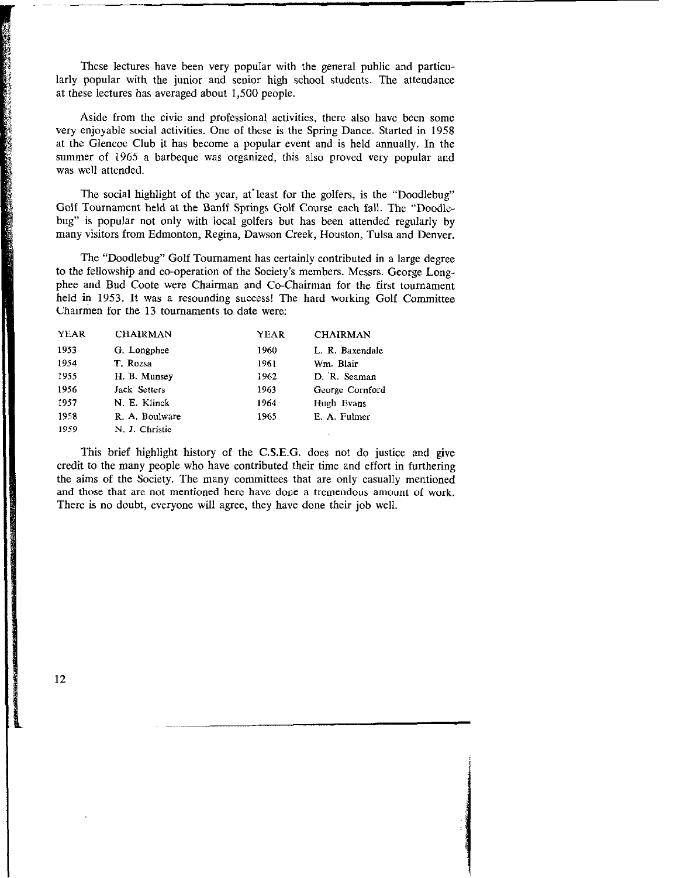These lectures have been very popular with the general public and particularly popular with the junior and senior high school students. The attendance at these lectures has averaged about 1,500 people.

Aside from the civic and professional activities, there also have been some very enjoyable social activities. One of these is the Spring Dance. Started in 1958 at the Glencoe Club it has become a popular event and is held annually. In the summer of 1965 a barbeque was organized, this also proved very popular and was well attended.

The social highlight of the year, at least for the golfers, is the "Doodlebug" Golf Tournament held at the Banff Springs Golf Course each fall. The "Doodlebug" is popular not only with local golfers but has been attended regularly by many visitors from Edmonton, Regina, Dawson Creek, Houston, Tulsa and Denver.

The "Doodlebug" Golf Tournament has certainly contributed in a large degree to the fellowship and co-operation of the Society's members. Messrs. George Longphee and Bud Coote were Chairman and Co-Chairman for the first tournament held in 1953. It was a resounding success! The hard working Golf Committee Chairmen for the 13 tournaments to date were:

| YEAR | CHAIRMAN | YEAR | CHAIRMAN |
|---|---|---|---|
| 1953 | G. Longphee | 1960 | L. R. Baxendale |
| 1954 | T. Rozsa | 1961 | Wm. Blair |
| 1955 | H. B. Munsey | 1962 | D. R. Seaman |
| 1956 | Jack Setters | 1963 | George Cornford |
| 1957 | N. E. Klinck | 1964 | Hugh Evans |
| 1958 | R. A. Boulware | 1965 | E. A. Fulmer |
| 1959 | N. J. Christie | | |

This brief highlight history of the C.S.E.G. does not do justice and give credit to the many people who have contributed their time and effort in furthering the aims of the Society. The many committees that are only casually mentioned and those that are not mentioned here have done a tremendous amount of work. There is no doubt, everyone will agree, they have done their job well.